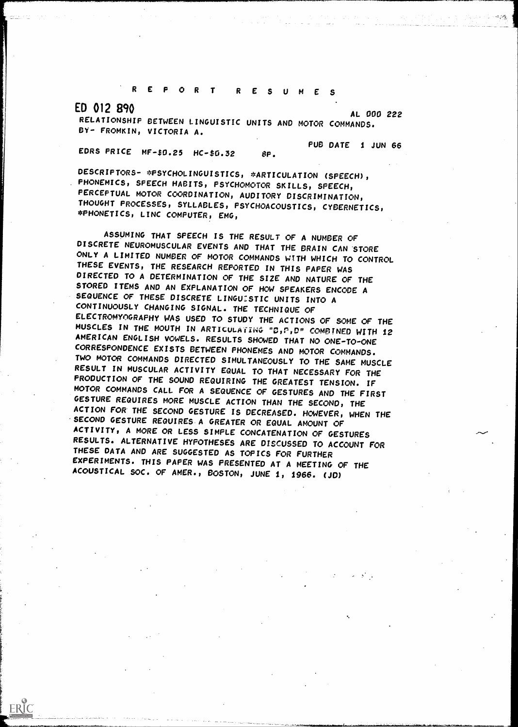R E P O R T   R E S U M E S

ED 012 890 AL 000 222

RELATIONSHIP BETWEEN LINGUISTIC UNITS AND MOTOR COMMANDS.
BY- FROMKIN, VICTORIA A.

EDRS PRICE MF-$0.25 HC-$0.32 8P. PUB DATE 1 JUN 66

DESCRIPTORS- *PSYCHOLINGUISTICS, *ARTICULATION (SPEECH), PHONEMICS, SPEECH HABITS, PSYCHOMOTOR SKILLS, SPEECH, PERCEPTUAL MOTOR COORDINATION, AUDITORY DISCRIMINATION, THOUGHT PROCESSES, SYLLABLES, PSYCHOACOUSTICS, CYBERNETICS, *PHONETICS, LINC COMPUTER, EMG,

ASSUMING THAT SPEECH IS THE RESULT OF A NUMBER OF DISCRETE NEUROMUSCULAR EVENTS AND THAT THE BRAIN CAN STORE ONLY A LIMITED NUMBER OF MOTOR COMMANDS WITH WHICH TO CONTROL THESE EVENTS, THE RESEARCH REPORTED IN THIS PAPER WAS DIRECTED TO A DETERMINATION OF THE SIZE AND NATURE OF THE STORED ITEMS AND AN EXPLANATION OF HOW SPEAKERS ENCODE A SEQUENCE OF THESE DISCRETE LINGUISTIC UNITS INTO A CONTINUOUSLY CHANGING SIGNAL. THE TECHNIQUE OF ELECTROMYOGRAPHY WAS USED TO STUDY THE ACTIONS OF SOME OF THE MUSCLES IN THE MOUTH IN ARTICULATING "B,P,D" COMBINED WITH 12 AMERICAN ENGLISH VOWELS. RESULTS SHOWED THAT NO ONE-TO-ONE CORRESPONDENCE EXISTS BETWEEN PHONEMES AND MOTOR COMMANDS. TWO MOTOR COMMANDS DIRECTED SIMULTANEOUSLY TO THE SAME MUSCLE RESULT IN MUSCULAR ACTIVITY EQUAL TO THAT NECESSARY FOR THE PRODUCTION OF THE SOUND REQUIRING THE GREATEST TENSION. IF MOTOR COMMANDS CALL FOR A SEQUENCE OF GESTURES AND THE FIRST GESTURE REQUIRES MORE MUSCLE ACTION THAN THE SECOND, THE ACTION FOR THE SECOND GESTURE IS DECREASED. HOWEVER, WHEN THE SECOND GESTURE REQUIRES A GREATER OR EQUAL AMOUNT OF ACTIVITY, A MORE OR LESS SIMPLE CONCATENATION OF GESTURES RESULTS. ALTERNATIVE HYPOTHESES ARE DISCUSSED TO ACCOUNT FOR THESE DATA AND ARE SUGGESTED AS TOPICS FOR FURTHER EXPERIMENTS. THIS PAPER WAS PRESENTED AT A MEETING OF THE ACOUSTICAL SOC. OF AMER., BOSTON, JUNE 1, 1966. (JD)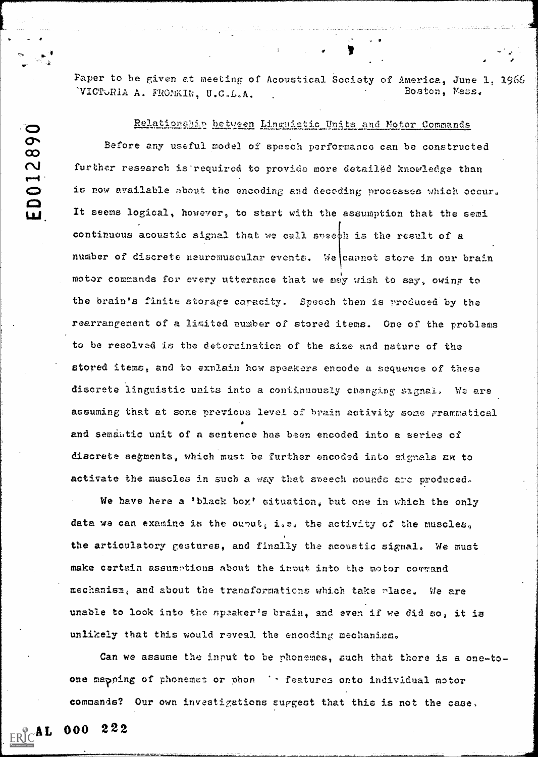Paper to be given at meeting of Acoustical Society of America, June 1, 1966
VICTORIA A. FROMKIN, U.C.L.A. Boston, Mass.

## Relationship between Linguistic Units and Motor Commands

Before any useful model of speech performance can be constructed further research is required to provide more detailed knowledge than is now available about the encoding and decoding processes which occur. It seems logical, however, to start with the assumption that the semi continuous acoustic signal that we call speech is the result of a number of discrete neuromuscular events. We cannot store in our brain motor commands for every utterance that we may wish to say, owing to the brain's finite storage capacity. Speech then is produced by the rearrangement of a limited number of stored items. One of the problems to be resolved is the determination of the size and nature of the stored items, and to explain how speakers encode a sequence of these discrete linguistic units into a continuously changing signal. We are assuming that at some previous level of brain activity some grammatical and semantic unit of a sentence has been encoded into a series of discrete segments, which must be further encoded into signals ~~as~~ to activate the muscles in such a way that speech sounds are produced.

We have here a 'black box' situation, but one in which the only data we can examine is the output, i.e. the activity of the muscles, the articulatory gestures, and finally the acoustic signal. We must make certain assumptions about the input into the motor command mechanism, and about the transformations which take place. We are unable to look into the speaker's brain, and even if we did so, it is unlikely that this would reveal the encoding mechanism.

Can we assume the input to be phonemes, such that there is a one-to-one mapping of phonemes or phon features onto individual motor commands? Our own investigations suggest that this is not the case.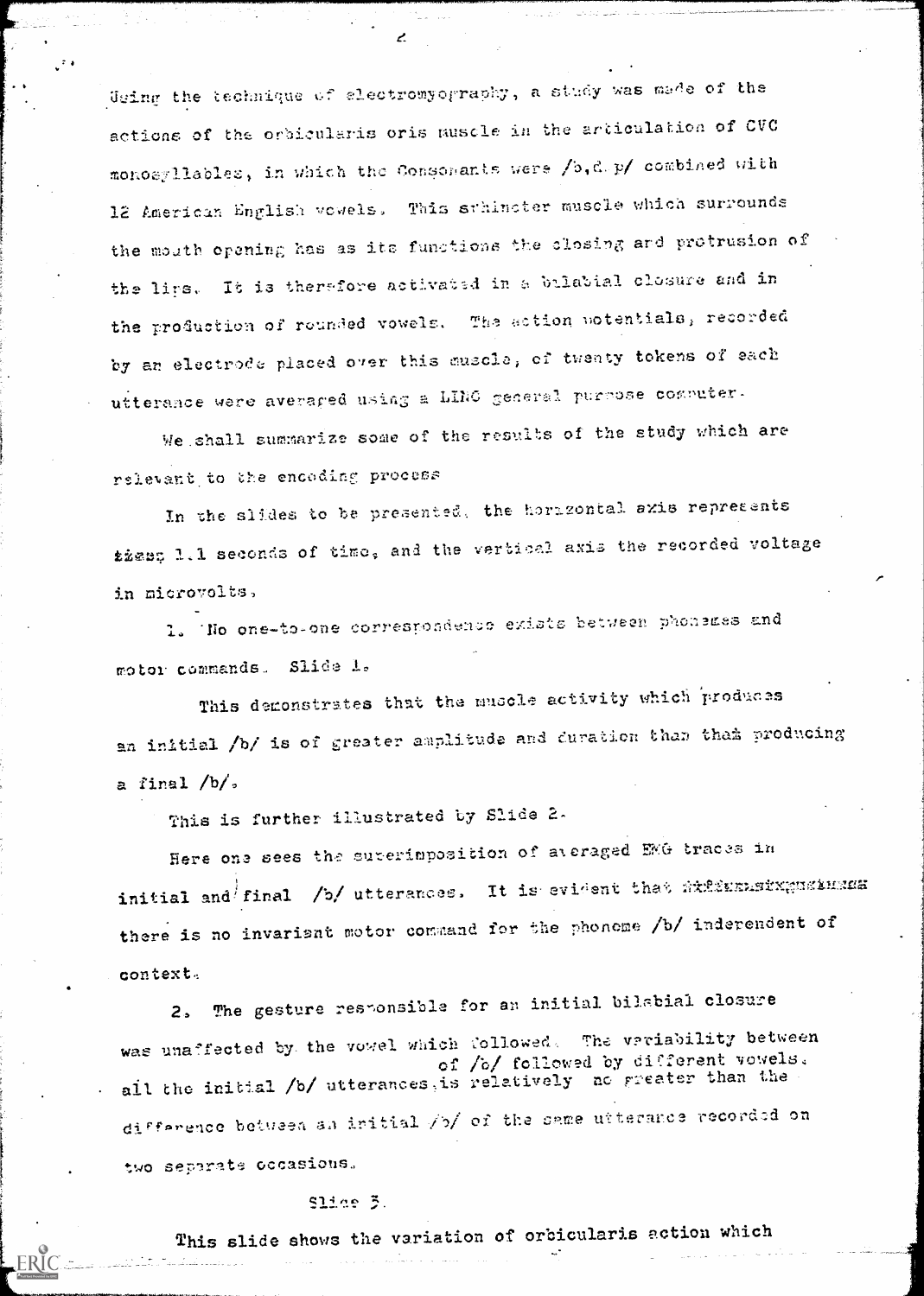Using the technique of electromyography, a study was made of the actions of the orbicularis oris muscle in the articulation of CVC monosyllables, in which the Consonants were /b,d,p/ combined with 12 American English vowels. This sphincter muscle which surrounds the mouth opening has as its functions the closing and protrusion of the lips. It is therefore activated in a bilabial closure and in the production of rounded vowels. The action potentials, recorded by an electrode placed over this muscle, of twenty tokens of each utterance were averaged using a LINC general purpose computer.

We shall summarize some of the results of the study which are relevant to the encoding process

In the slides to be presented, the horizontal axis represents ~~these~~ 1.1 seconds of time, and the vertical axis the recorded voltage in microvolts.

1. No one-to-one correspondence exists between phonemes and motor commands. Slide 1.

This demonstrates that the muscle activity which produces an initial /b/ is of greater amplitude and duration than that producing a final /b/.

This is further illustrated by Slide 2.

Here one sees the superimposition of averaged EMG traces in initial and final /b/ utterances. It is evident that ~~xxxxxxxxxxxxxxxx~~ there is no invariant motor command for the phoneme /b/ independent of context.

2. The gesture responsible for an initial bilabial closure was unaffected by the vowel which followed. The variability between all the initial /b/ utterances of /b/ followed by different vowels, is relatively no greater than the difference between an initial /b/ of the same utterance recorded on two separate occasions.

Slide 3.

This slide shows the variation of orbicularis action which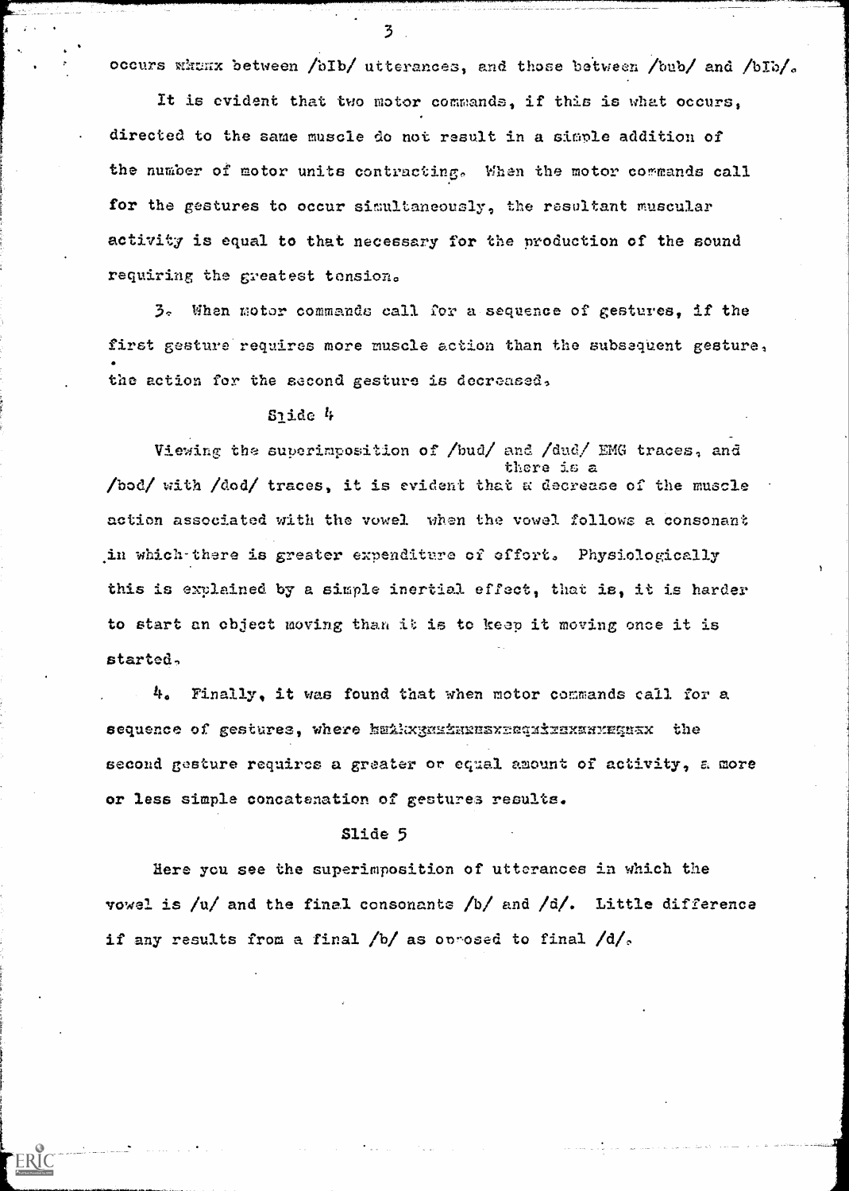occurs between /bIb/ utterances, and those between /bub/ and /bIb/.

It is evident that two motor commands, if this is what occurs, directed to the same muscle do not result in a simple addition of the number of motor units contracting. When the motor commands call for the gestures to occur simultaneously, the resultant muscular activity is equal to that necessary for the production of the sound requiring the greatest tension.

3. When motor commands call for a sequence of gestures, if the first gesture requires more muscle action than the subsequent gesture, the action for the second gesture is decreased.

Slide 4

Viewing the superimposition of /bud/ and /dud/ EMG traces, and /bod/ with /dod/ traces, it is evident that there is a decrease of the muscle action associated with the vowel when the vowel follows a consonant in which there is greater expenditure of effort. Physiologically this is explained by a simple inertial effect, that is, it is harder to start an object moving than it is to keep it moving once it is started.

4. Finally, it was found that when motor commands call for a sequence of gestures, where the second gesture requires a greater or equal amount of activity, a more or less simple concatenation of gestures results.

Slide 5

Here you see the superimposition of utterances in which the vowel is /u/ and the final consonants /b/ and /d/. Little difference if any results from a final /b/ as opposed to final /d/.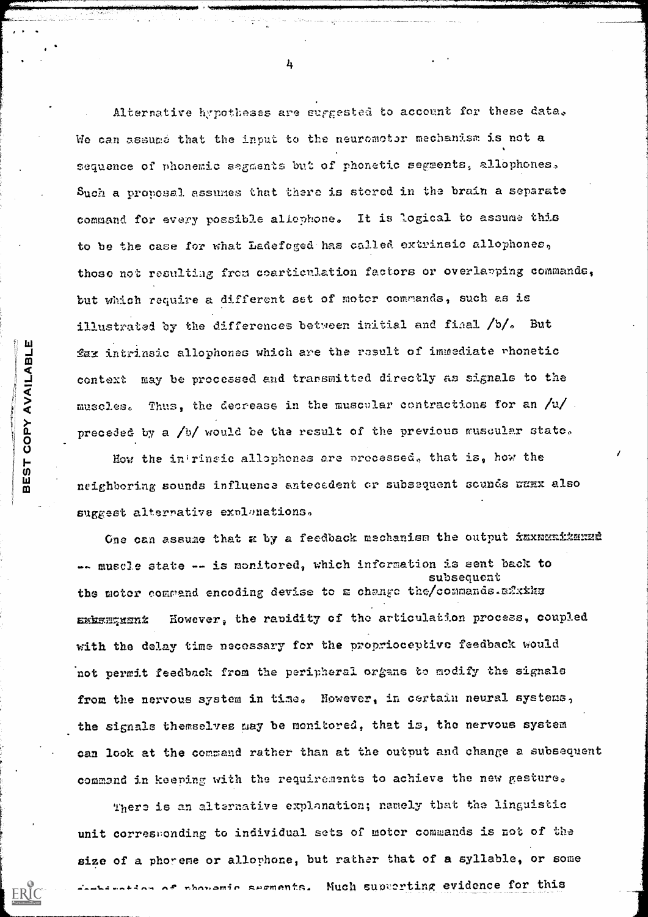Alternative hypotheses are suggested to account for these data. We can assume that the input to the neuromotor mechanism is not a sequence of phonemic segments but of phonetic segments, allophones. Such a proposal assumes that there is stored in the brain a separate command for every possible allophone. It is logical to assume this to be the case for what Ladefoged has called extrinsic allophones, those not resulting from coarticulation factors or overlapping commands, but which require a different set of motor commands, such as is illustrated by the differences between initial and final /b/. But ~~fax~~ intrinsic allophones which are the result of immediate phonetic context may be processed and transmitted directly as signals to the muscles. Thus, the decrease in the muscular contractions for an /u/ preceded by a /b/ would be the result of the previous muscular state.

How the intrinsic allophones are processed, that is, how the neighboring sounds influence antecedent or subsequent sounds ~~xxxx~~ also suggest alternative explanations.

One can assume that ~~a~~ by a feedback mechanism the output ~~xxxxxxxxxx~~ -- muscle state -- is monitored, which information is sent back to the motor command encoding devise to ~~a~~ change the subsequent commands. ~~xxxxx~~ ~~xxxxxxxxx~~ However, the rapidity of the articulation process, coupled with the delay time necessary for the proprioceptive feedback would not permit feedback from the peripheral organs to modify the signals from the nervous system in time. However, in certain neural systems, the signals themselves may be monitored, that is, the nervous system can look at the command rather than at the output and change a subsequent command in keeping with the requirements to achieve the new gesture.

There is an alternative explanation; namely that the linguistic unit corresponding to individual sets of motor commands is not of the size of a phoneme or allophone, but rather that of a syllable, or some combination of phonemic segments. Much supporting evidence for this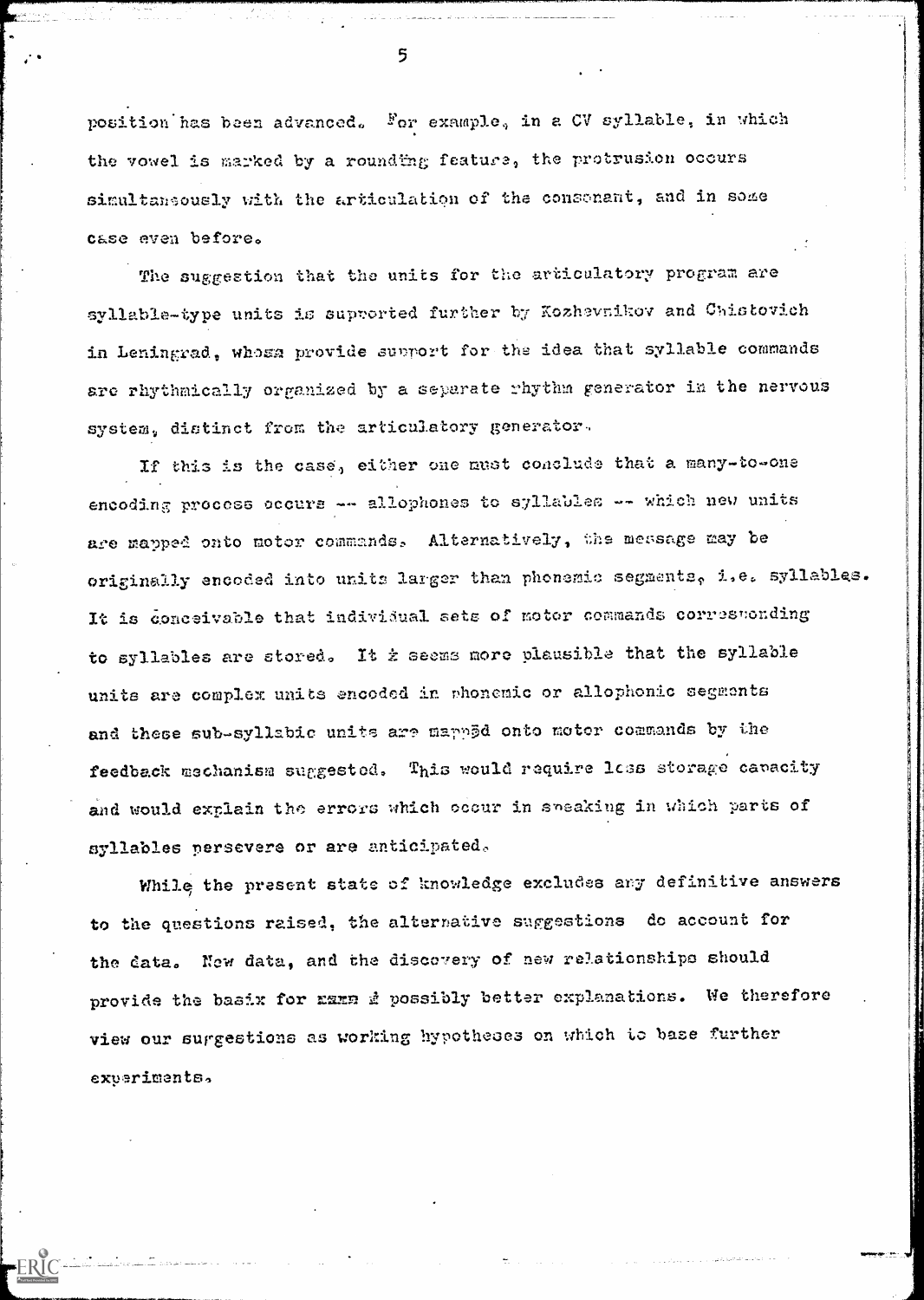position has been advanced. For example, in a CV syllable, in which the vowel is marked by a rounding feature, the protrusion occurs simultaneously with the articulation of the consonant, and in some case even before.

The suggestion that the units for the articulatory program are syllable-type units is supported further by Kozhevnikov and Chistovich in Leningrad, whose provide support for the idea that syllable commands are rhythmically organized by a separate rhythm generator in the nervous system, distinct from the articulatory generator.

If this is the case, either one must conclude that a many-to-one encoding process occurs -- allophones to syllables -- which new units are mapped onto motor commands. Alternatively, the message may be originally encoded into units larger than phonemic segments, i.e. syllables. It is conceivable that individual sets of motor commands corresponding to syllables are stored. It seems more plausible that the syllable units are complex units encoded in phonemic or allophonic segments and these sub-syllabic units are mapped onto motor commands by the feedback mechanism suggested. This would require less storage capacity and would explain the errors which occur in speaking in which parts of syllables persevere or are anticipated.

While the present state of knowledge excludes any definitive answers to the questions raised, the alternative suggestions do account for the data. New data, and the discovery of new relationships should provide the basis for possibly better explanations. We therefore view our suggestions as working hypotheses on which to base further experiments.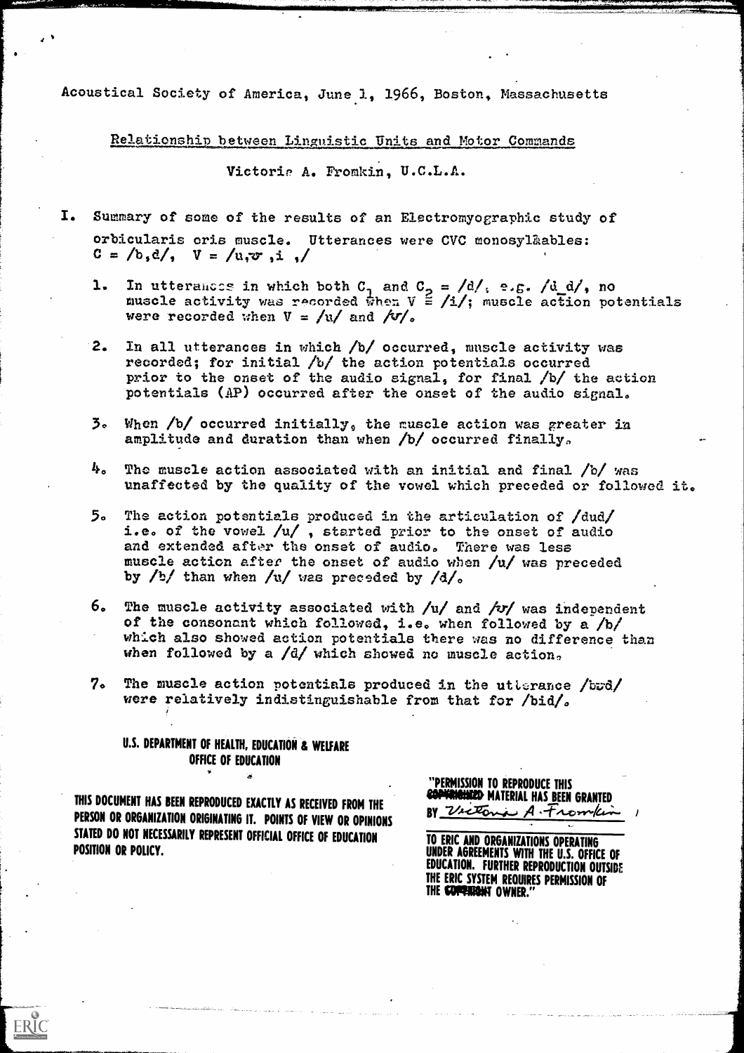Acoustical Society of America, June 1, 1966, Boston, Massachusetts

Relationship between Linguistic Units and Motor Commands

Victoria A. Fromkin, U.C.L.A.

I. Summary of some of the results of an Electromyographic study of orbicularis oris muscle. Utterances were CVC monosyllables: C = /b,d/, V = /u,ʊ,i ,/

1. In utterances in which both $C_1$ and $C_2$ = /d/, e.g. /d_d/, no muscle activity was recorded when V = /i/; muscle action potentials were recorded when V = /u/ and /ʊ/.

2. In all utterances in which /b/ occurred, muscle activity was recorded; for initial /b/ the action potentials occurred prior to the onset of the audio signal, for final /b/ the action potentials (AP) occurred after the onset of the audio signal.

3. When /b/ occurred initially, the muscle action was greater in amplitude and duration than when /b/ occurred finally.

4. The muscle action associated with an initial and final /b/ was unaffected by the quality of the vowel which preceded or followed it.

5. The action potentials produced in the articulation of /dud/ i.e. of the vowel /u/ , started prior to the onset of audio and extended after the onset of audio. There was less muscle action after the onset of audio when /u/ was preceded by /b/ than when /u/ was preceded by /d/.

6. The muscle activity associated with /u/ and /ʊ/ was independent of the consonant which followed, i.e. when followed by a /b/ which also showed action potentials there was no difference than when followed by a /d/ which showed no muscle action.

7. The muscle action potentials produced in the utterance /bʊd/ were relatively indistinguishable from that for /bid/.

U.S. DEPARTMENT OF HEALTH, EDUCATION & WELFARE
OFFICE OF EDUCATION

THIS DOCUMENT HAS BEEN REPRODUCED EXACTLY AS RECEIVED FROM THE PERSON OR ORGANIZATION ORIGINATING IT. POINTS OF VIEW OR OPINIONS STATED DO NOT NECESSARILY REPRESENT OFFICIAL OFFICE OF EDUCATION POSITION OR POLICY.

"PERMISSION TO REPRODUCE THIS COPYRIGHTED MATERIAL HAS BEEN GRANTED BY Victoria A. Fromkin

TO ERIC AND ORGANIZATIONS OPERATING UNDER AGREEMENTS WITH THE U.S. OFFICE OF EDUCATION. FURTHER REPRODUCTION OUTSIDE THE ERIC SYSTEM REQUIRES PERMISSION OF THE COPYRIGHT OWNER."